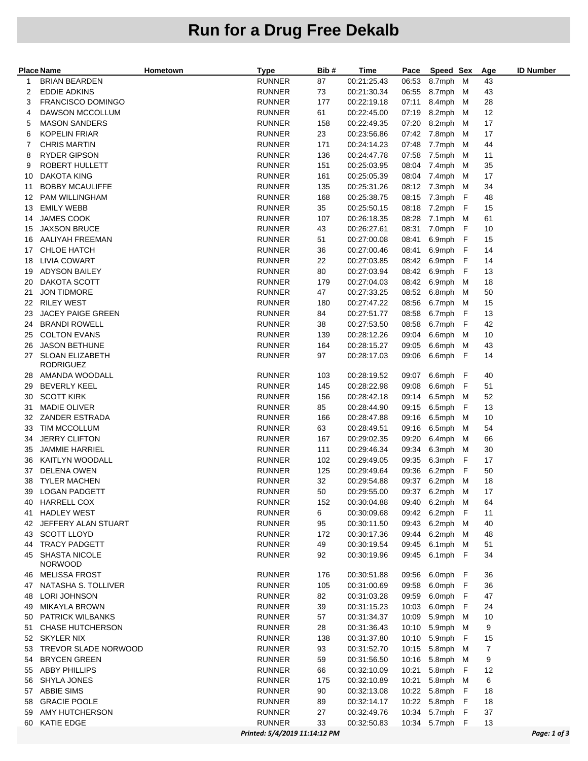# Run for a Drug Free Dekalb

| Place | Name | Hometown | Type | Bib # | Time | Pace | Speed | Sex | Age | ID Number |
|---|---|---|---|---|---|---|---|---|---|---|
| 1 | BRIAN BEARDEN | | RUNNER | 87 | 00:21:25.43 | 06:53 | 8.7mph | M | 43 | |
| 2 | EDDIE ADKINS | | RUNNER | 73 | 00:21:30.34 | 06:55 | 8.7mph | M | 43 | |
| 3 | FRANCISCO DOMINGO | | RUNNER | 177 | 00:22:19.18 | 07:11 | 8.4mph | M | 28 | |
| 4 | DAWSON MCCOLLUM | | RUNNER | 61 | 00:22:45.00 | 07:19 | 8.2mph | M | 12 | |
| 5 | MASON SANDERS | | RUNNER | 158 | 00:22:49.35 | 07:20 | 8.2mph | M | 17 | |
| 6 | KOPELIN FRIAR | | RUNNER | 23 | 00:23:56.86 | 07:42 | 7.8mph | M | 17 | |
| 7 | CHRIS MARTIN | | RUNNER | 171 | 00:24:14.23 | 07:48 | 7.7mph | M | 44 | |
| 8 | RYDER GIPSON | | RUNNER | 136 | 00:24:47.78 | 07:58 | 7.5mph | M | 11 | |
| 9 | ROBERT HULLETT | | RUNNER | 151 | 00:25:03.95 | 08:04 | 7.4mph | M | 35 | |
| 10 | DAKOTA KING | | RUNNER | 161 | 00:25:05.39 | 08:04 | 7.4mph | M | 17 | |
| 11 | BOBBY MCAULIFFE | | RUNNER | 135 | 00:25:31.26 | 08:12 | 7.3mph | M | 34 | |
| 12 | PAM WILLINGHAM | | RUNNER | 168 | 00:25:38.75 | 08:15 | 7.3mph | F | 48 | |
| 13 | EMILY WEBB | | RUNNER | 35 | 00:25:50.15 | 08:18 | 7.2mph | F | 15 | |
| 14 | JAMES COOK | | RUNNER | 107 | 00:26:18.35 | 08:28 | 7.1mph | M | 61 | |
| 15 | JAXSON BRUCE | | RUNNER | 43 | 00:26:27.61 | 08:31 | 7.0mph | F | 10 | |
| 16 | AALIYAH FREEMAN | | RUNNER | 51 | 00:27:00.08 | 08:41 | 6.9mph | F | 15 | |
| 17 | CHLOE HATCH | | RUNNER | 36 | 00:27:00.46 | 08:41 | 6.9mph | F | 14 | |
| 18 | LIVIA COWART | | RUNNER | 22 | 00:27:03.85 | 08:42 | 6.9mph | F | 14 | |
| 19 | ADYSON BAILEY | | RUNNER | 80 | 00:27:03.94 | 08:42 | 6.9mph | F | 13 | |
| 20 | DAKOTA SCOTT | | RUNNER | 179 | 00:27:04.03 | 08:42 | 6.9mph | M | 18 | |
| 21 | JON TIDMORE | | RUNNER | 47 | 00:27:33.25 | 08:52 | 6.8mph | M | 50 | |
| 22 | RILEY WEST | | RUNNER | 180 | 00:27:47.22 | 08:56 | 6.7mph | M | 15 | |
| 23 | JACEY PAIGE GREEN | | RUNNER | 84 | 00:27:51.77 | 08:58 | 6.7mph | F | 13 | |
| 24 | BRANDI ROWELL | | RUNNER | 38 | 00:27:53.50 | 08:58 | 6.7mph | F | 42 | |
| 25 | COLTON EVANS | | RUNNER | 139 | 00:28:12.26 | 09:04 | 6.6mph | M | 10 | |
| 26 | JASON BETHUNE | | RUNNER | 164 | 00:28:15.27 | 09:05 | 6.6mph | M | 43 | |
| 27 | SLOAN ELIZABETH RODRIGUEZ | | RUNNER | 97 | 00:28:17.03 | 09:06 | 6.6mph | F | 14 | |
| 28 | AMANDA WOODALL | | RUNNER | 103 | 00:28:19.52 | 09:07 | 6.6mph | F | 40 | |
| 29 | BEVERLY KEEL | | RUNNER | 145 | 00:28:22.98 | 09:08 | 6.6mph | F | 51 | |
| 30 | SCOTT KIRK | | RUNNER | 156 | 00:28:42.18 | 09:14 | 6.5mph | M | 52 | |
| 31 | MADIE OLIVER | | RUNNER | 85 | 00:28:44.90 | 09:15 | 6.5mph | F | 13 | |
| 32 | ZANDER ESTRADA | | RUNNER | 166 | 00:28:47.88 | 09:16 | 6.5mph | M | 10 | |
| 33 | TIM MCCOLLUM | | RUNNER | 63 | 00:28:49.51 | 09:16 | 6.5mph | M | 54 | |
| 34 | JERRY CLIFTON | | RUNNER | 167 | 00:29:02.35 | 09:20 | 6.4mph | M | 66 | |
| 35 | JAMMIE HARRIEL | | RUNNER | 111 | 00:29:46.34 | 09:34 | 6.3mph | M | 30 | |
| 36 | KAITLYN WOODALL | | RUNNER | 102 | 00:29:49.05 | 09:35 | 6.3mph | F | 17 | |
| 37 | DELENA OWEN | | RUNNER | 125 | 00:29:49.64 | 09:36 | 6.2mph | F | 50 | |
| 38 | TYLER MACHEN | | RUNNER | 32 | 00:29:54.88 | 09:37 | 6.2mph | M | 18 | |
| 39 | LOGAN PADGETT | | RUNNER | 50 | 00:29:55.00 | 09:37 | 6.2mph | M | 17 | |
| 40 | HARRELL COX | | RUNNER | 152 | 00:30:04.88 | 09:40 | 6.2mph | M | 64 | |
| 41 | HADLEY WEST | | RUNNER | 6 | 00:30:09.68 | 09:42 | 6.2mph | F | 11 | |
| 42 | JEFFERY ALAN STUART | | RUNNER | 95 | 00:30:11.50 | 09:43 | 6.2mph | M | 40 | |
| 43 | SCOTT LLOYD | | RUNNER | 172 | 00:30:17.36 | 09:44 | 6.2mph | M | 48 | |
| 44 | TRACY PADGETT | | RUNNER | 49 | 00:30:19.54 | 09:45 | 6.1mph | M | 51 | |
| 45 | SHASTA NICOLE NORWOOD | | RUNNER | 92 | 00:30:19.96 | 09:45 | 6.1mph | F | 34 | |
| 46 | MELISSA FROST | | RUNNER | 176 | 00:30:51.88 | 09:56 | 6.0mph | F | 36 | |
| 47 | NATASHA S. TOLLIVER | | RUNNER | 105 | 00:31:00.69 | 09:58 | 6.0mph | F | 36 | |
| 48 | LORI JOHNSON | | RUNNER | 82 | 00:31:03.28 | 09:59 | 6.0mph | F | 47 | |
| 49 | MIKAYLA BROWN | | RUNNER | 39 | 00:31:15.23 | 10:03 | 6.0mph | F | 24 | |
| 50 | PATRICK WILBANKS | | RUNNER | 57 | 00:31:34.37 | 10:09 | 5.9mph | M | 10 | |
| 51 | CHASE HUTCHERSON | | RUNNER | 28 | 00:31:36.43 | 10:10 | 5.9mph | M | 9 | |
| 52 | SKYLER NIX | | RUNNER | 138 | 00:31:37.80 | 10:10 | 5.9mph | F | 15 | |
| 53 | TREVOR SLADE NORWOOD | | RUNNER | 93 | 00:31:52.70 | 10:15 | 5.8mph | M | 7 | |
| 54 | BRYCEN GREEN | | RUNNER | 59 | 00:31:56.50 | 10:16 | 5.8mph | M | 9 | |
| 55 | ABBY PHILLIPS | | RUNNER | 66 | 00:32:10.09 | 10:21 | 5.8mph | F | 12 | |
| 56 | SHYLA JONES | | RUNNER | 175 | 00:32:10.89 | 10:21 | 5.8mph | M | 6 | |
| 57 | ABBIE SIMS | | RUNNER | 90 | 00:32:13.08 | 10:22 | 5.8mph | F | 18 | |
| 58 | GRACIE POOLE | | RUNNER | 89 | 00:32:14.17 | 10:22 | 5.8mph | F | 18 | |
| 59 | AMY HUTCHERSON | | RUNNER | 27 | 00:32:49.76 | 10:34 | 5.7mph | F | 37 | |
| 60 | KATIE EDGE | | RUNNER | 33 | 00:32:50.83 | 10:34 | 5.7mph | F | 13 | |

*Printed: 5/4/2019 11:14:12 PM*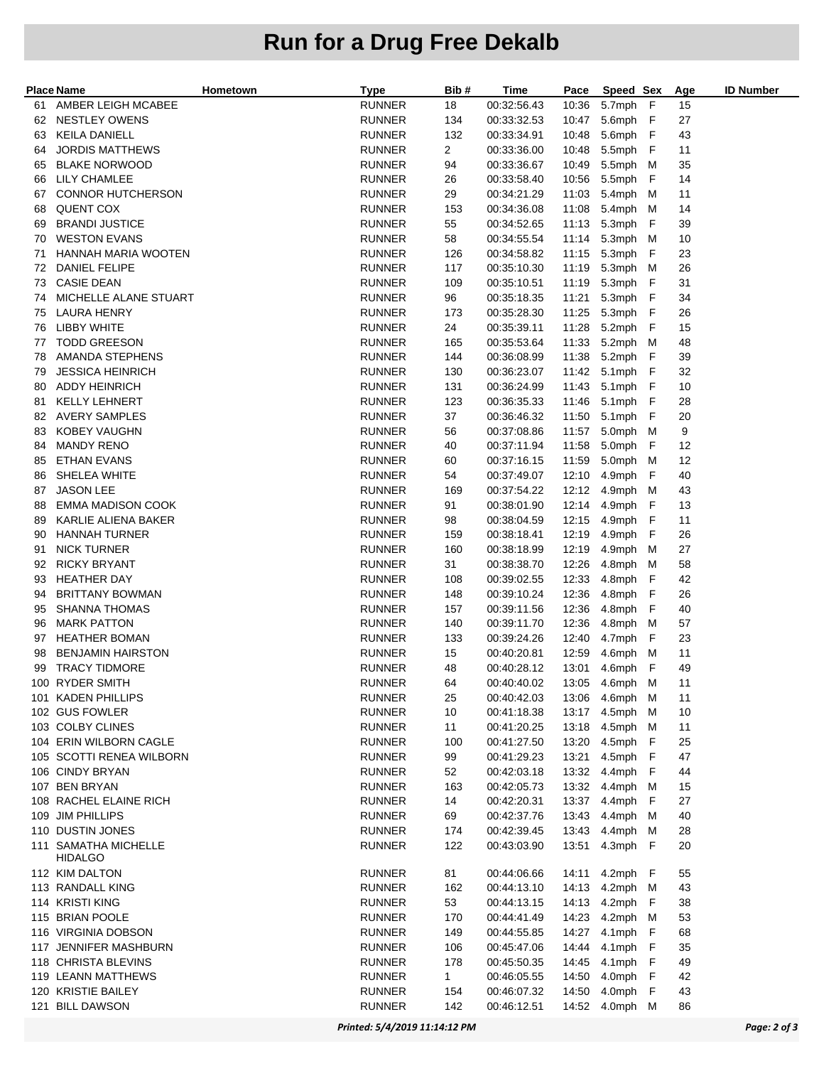# Run for a Drug Free Dekalb

| Place | Name | Hometown | Type | Bib # | Time | Pace | Speed | Sex | Age | ID Number |
|---|---|---|---|---|---|---|---|---|---|---|
| 61 | AMBER LEIGH MCABEE | | RUNNER | 18 | 00:32:56.43 | 10:36 | 5.7mph | F | 15 | |
| 62 | NESTLEY OWENS | | RUNNER | 134 | 00:33:32.53 | 10:47 | 5.6mph | F | 27 | |
| 63 | KEILA DANIELL | | RUNNER | 132 | 00:33:34.91 | 10:48 | 5.6mph | F | 43 | |
| 64 | JORDIS MATTHEWS | | RUNNER | 2 | 00:33:36.00 | 10:48 | 5.5mph | F | 11 | |
| 65 | BLAKE NORWOOD | | RUNNER | 94 | 00:33:36.67 | 10:49 | 5.5mph | M | 35 | |
| 66 | LILY CHAMLEE | | RUNNER | 26 | 00:33:58.40 | 10:56 | 5.5mph | F | 14 | |
| 67 | CONNOR HUTCHERSON | | RUNNER | 29 | 00:34:21.29 | 11:03 | 5.4mph | M | 11 | |
| 68 | QUENT COX | | RUNNER | 153 | 00:34:36.08 | 11:08 | 5.4mph | M | 14 | |
| 69 | BRANDI JUSTICE | | RUNNER | 55 | 00:34:52.65 | 11:13 | 5.3mph | F | 39 | |
| 70 | WESTON EVANS | | RUNNER | 58 | 00:34:55.54 | 11:14 | 5.3mph | M | 10 | |
| 71 | HANNAH MARIA WOOTEN | | RUNNER | 126 | 00:34:58.82 | 11:15 | 5.3mph | F | 23 | |
| 72 | DANIEL FELIPE | | RUNNER | 117 | 00:35:10.30 | 11:19 | 5.3mph | M | 26 | |
| 73 | CASIE DEAN | | RUNNER | 109 | 00:35:10.51 | 11:19 | 5.3mph | F | 31 | |
| 74 | MICHELLE ALANE STUART | | RUNNER | 96 | 00:35:18.35 | 11:21 | 5.3mph | F | 34 | |
| 75 | LAURA HENRY | | RUNNER | 173 | 00:35:28.30 | 11:25 | 5.3mph | F | 26 | |
| 76 | LIBBY WHITE | | RUNNER | 24 | 00:35:39.11 | 11:28 | 5.2mph | F | 15 | |
| 77 | TODD GREESON | | RUNNER | 165 | 00:35:53.64 | 11:33 | 5.2mph | M | 48 | |
| 78 | AMANDA STEPHENS | | RUNNER | 144 | 00:36:08.99 | 11:38 | 5.2mph | F | 39 | |
| 79 | JESSICA HEINRICH | | RUNNER | 130 | 00:36:23.07 | 11:42 | 5.1mph | F | 32 | |
| 80 | ADDY HEINRICH | | RUNNER | 131 | 00:36:24.99 | 11:43 | 5.1mph | F | 10 | |
| 81 | KELLY LEHNERT | | RUNNER | 123 | 00:36:35.33 | 11:46 | 5.1mph | F | 28 | |
| 82 | AVERY SAMPLES | | RUNNER | 37 | 00:36:46.32 | 11:50 | 5.1mph | F | 20 | |
| 83 | KOBEY VAUGHN | | RUNNER | 56 | 00:37:08.86 | 11:57 | 5.0mph | M | 9 | |
| 84 | MANDY RENO | | RUNNER | 40 | 00:37:11.94 | 11:58 | 5.0mph | F | 12 | |
| 85 | ETHAN EVANS | | RUNNER | 60 | 00:37:16.15 | 11:59 | 5.0mph | M | 12 | |
| 86 | SHELEA WHITE | | RUNNER | 54 | 00:37:49.07 | 12:10 | 4.9mph | F | 40 | |
| 87 | JASON LEE | | RUNNER | 169 | 00:37:54.22 | 12:12 | 4.9mph | M | 43 | |
| 88 | EMMA MADISON COOK | | RUNNER | 91 | 00:38:01.90 | 12:14 | 4.9mph | F | 13 | |
| 89 | KARLIE ALIENA BAKER | | RUNNER | 98 | 00:38:04.59 | 12:15 | 4.9mph | F | 11 | |
| 90 | HANNAH TURNER | | RUNNER | 159 | 00:38:18.41 | 12:19 | 4.9mph | F | 26 | |
| 91 | NICK TURNER | | RUNNER | 160 | 00:38:18.99 | 12:19 | 4.9mph | M | 27 | |
| 92 | RICKY BRYANT | | RUNNER | 31 | 00:38:38.70 | 12:26 | 4.8mph | M | 58 | |
| 93 | HEATHER DAY | | RUNNER | 108 | 00:39:02.55 | 12:33 | 4.8mph | F | 42 | |
| 94 | BRITTANY BOWMAN | | RUNNER | 148 | 00:39:10.24 | 12:36 | 4.8mph | F | 26 | |
| 95 | SHANNA THOMAS | | RUNNER | 157 | 00:39:11.56 | 12:36 | 4.8mph | F | 40 | |
| 96 | MARK PATTON | | RUNNER | 140 | 00:39:11.70 | 12:36 | 4.8mph | M | 57 | |
| 97 | HEATHER BOMAN | | RUNNER | 133 | 00:39:24.26 | 12:40 | 4.7mph | F | 23 | |
| 98 | BENJAMIN HAIRSTON | | RUNNER | 15 | 00:40:20.81 | 12:59 | 4.6mph | M | 11 | |
| 99 | TRACY TIDMORE | | RUNNER | 48 | 00:40:28.12 | 13:01 | 4.6mph | F | 49 | |
| 100 | RYDER SMITH | | RUNNER | 64 | 00:40:40.02 | 13:05 | 4.6mph | M | 11 | |
| 101 | KADEN PHILLIPS | | RUNNER | 25 | 00:40:42.03 | 13:06 | 4.6mph | M | 11 | |
| 102 | GUS FOWLER | | RUNNER | 10 | 00:41:18.38 | 13:17 | 4.5mph | M | 10 | |
| 103 | COLBY CLINES | | RUNNER | 11 | 00:41:20.25 | 13:18 | 4.5mph | M | 11 | |
| 104 | ERIN WILBORN CAGLE | | RUNNER | 100 | 00:41:27.50 | 13:20 | 4.5mph | F | 25 | |
| 105 | SCOTTI RENEA WILBORN | | RUNNER | 99 | 00:41:29.23 | 13:21 | 4.5mph | F | 47 | |
| 106 | CINDY BRYAN | | RUNNER | 52 | 00:42:03.18 | 13:32 | 4.4mph | F | 44 | |
| 107 | BEN BRYAN | | RUNNER | 163 | 00:42:05.73 | 13:32 | 4.4mph | M | 15 | |
| 108 | RACHEL ELAINE RICH | | RUNNER | 14 | 00:42:20.31 | 13:37 | 4.4mph | F | 27 | |
| 109 | JIM PHILLIPS | | RUNNER | 69 | 00:42:37.76 | 13:43 | 4.4mph | M | 40 | |
| 110 | DUSTIN JONES | | RUNNER | 174 | 00:42:39.45 | 13:43 | 4.4mph | M | 28 | |
| 111 | SAMATHA MICHELLE HIDALGO | | RUNNER | 122 | 00:43:03.90 | 13:51 | 4.3mph | F | 20 | |
| 112 | KIM DALTON | | RUNNER | 81 | 00:44:06.66 | 14:11 | 4.2mph | F | 55 | |
| 113 | RANDALL KING | | RUNNER | 162 | 00:44:13.10 | 14:13 | 4.2mph | M | 43 | |
| 114 | KRISTI KING | | RUNNER | 53 | 00:44:13.15 | 14:13 | 4.2mph | F | 38 | |
| 115 | BRIAN POOLE | | RUNNER | 170 | 00:44:41.49 | 14:23 | 4.2mph | M | 53 | |
| 116 | VIRGINIA DOBSON | | RUNNER | 149 | 00:44:55.85 | 14:27 | 4.1mph | F | 68 | |
| 117 | JENNIFER MASHBURN | | RUNNER | 106 | 00:45:47.06 | 14:44 | 4.1mph | F | 35 | |
| 118 | CHRISTA BLEVINS | | RUNNER | 178 | 00:45:50.35 | 14:45 | 4.1mph | F | 49 | |
| 119 | LEANN MATTHEWS | | RUNNER | 1 | 00:46:05.55 | 14:50 | 4.0mph | F | 42 | |
| 120 | KRISTIE BAILEY | | RUNNER | 154 | 00:46:07.32 | 14:50 | 4.0mph | F | 43 | |
| 121 | BILL DAWSON | | RUNNER | 142 | 00:46:12.51 | 14:52 | 4.0mph | M | 86 | |

*Printed: 5/4/2019 11:14:12 PM*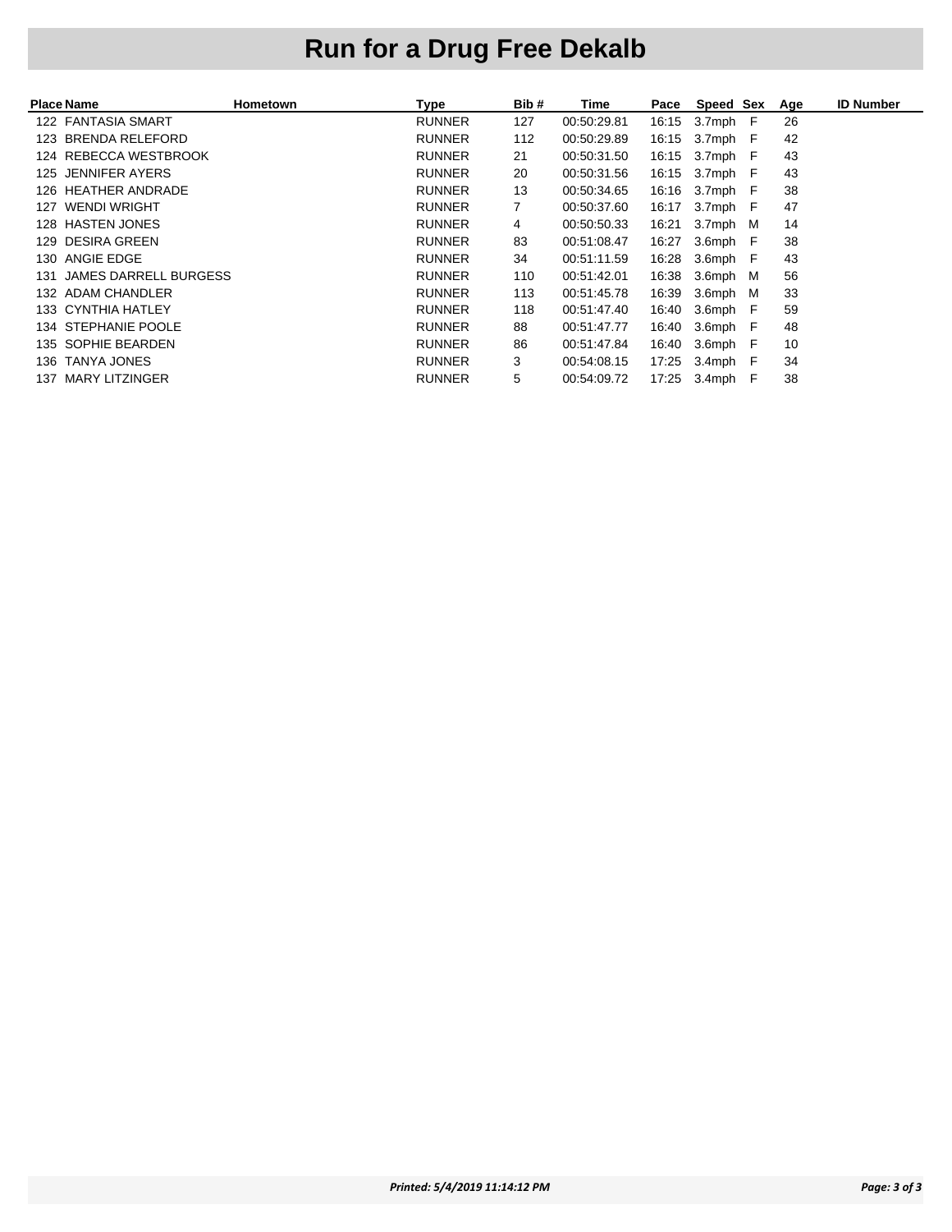# Run for a Drug Free Dekalb

| Place | Name | Hometown | Type | Bib # | Time | Pace | Speed | Sex | Age | ID Number |
|---|---|---|---|---|---|---|---|---|---|---|
| 122 | FANTASIA SMART | | RUNNER | 127 | 00:50:29.81 | 16:15 | 3.7mph | F | 26 | |
| 123 | BRENDA RELEFORD | | RUNNER | 112 | 00:50:29.89 | 16:15 | 3.7mph | F | 42 | |
| 124 | REBECCA WESTBROOK | | RUNNER | 21 | 00:50:31.50 | 16:15 | 3.7mph | F | 43 | |
| 125 | JENNIFER AYERS | | RUNNER | 20 | 00:50:31.56 | 16:15 | 3.7mph | F | 43 | |
| 126 | HEATHER ANDRADE | | RUNNER | 13 | 00:50:34.65 | 16:16 | 3.7mph | F | 38 | |
| 127 | WENDI WRIGHT | | RUNNER | 7 | 00:50:37.60 | 16:17 | 3.7mph | F | 47 | |
| 128 | HASTEN JONES | | RUNNER | 4 | 00:50:50.33 | 16:21 | 3.7mph | M | 14 | |
| 129 | DESIRA GREEN | | RUNNER | 83 | 00:51:08.47 | 16:27 | 3.6mph | F | 38 | |
| 130 | ANGIE EDGE | | RUNNER | 34 | 00:51:11.59 | 16:28 | 3.6mph | F | 43 | |
| 131 | JAMES DARRELL BURGESS | | RUNNER | 110 | 00:51:42.01 | 16:38 | 3.6mph | M | 56 | |
| 132 | ADAM CHANDLER | | RUNNER | 113 | 00:51:45.78 | 16:39 | 3.6mph | M | 33 | |
| 133 | CYNTHIA HATLEY | | RUNNER | 118 | 00:51:47.40 | 16:40 | 3.6mph | F | 59 | |
| 134 | STEPHANIE POOLE | | RUNNER | 88 | 00:51:47.77 | 16:40 | 3.6mph | F | 48 | |
| 135 | SOPHIE BEARDEN | | RUNNER | 86 | 00:51:47.84 | 16:40 | 3.6mph | F | 10 | |
| 136 | TANYA JONES | | RUNNER | 3 | 00:54:08.15 | 17:25 | 3.4mph | F | 34 | |
| 137 | MARY LITZINGER | | RUNNER | 5 | 00:54:09.72 | 17:25 | 3.4mph | F | 38 | |

*Printed: 5/4/2019 11:14:12 PM*